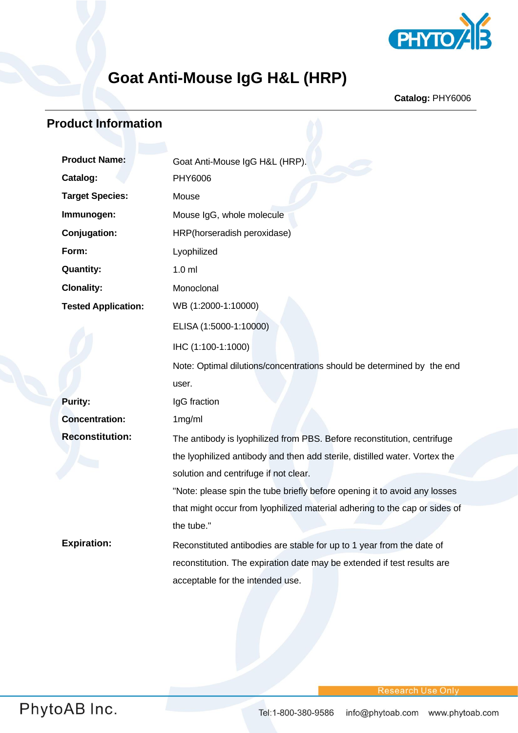# Goat Anti-Mouse IgG H&L (HRP)

**Catalog:** PHY6006

## Product Information

| | |
|---|---|
| **Product Name:** | Goat Anti-Mouse IgG H&L (HRP). |
| **Catalog:** | PHY6006 |
| **Target Species:** | Mouse |
| **Immunogen:** | Mouse IgG, whole molecule |
| **Conjugation:** | HRP(horseradish peroxidase) |
| **Form:** | Lyophilized |
| **Quantity:** | 1.0 ml |
| **Clonality:** | Monoclonal |
| **Tested Application:** | WB (1:2000-1:10000)<br>ELISA (1:5000-1:10000)<br>IHC (1:100-1:1000)<br>Note: Optimal dilutions/concentrations should be determined by the end user. |
| **Purity:** | IgG fraction |
| **Concentration:** | 1mg/ml |
| **Reconstitution:** | The antibody is lyophilized from PBS. Before reconstitution, centrifuge the lyophilized antibody and then add sterile, distilled water. Vortex the solution and centrifuge if not clear.<br>"Note: please spin the tube briefly before opening it to avoid any losses that might occur from lyophilized material adhering to the cap or sides of the tube." |
| **Expiration:** | Reconstituted antibodies are stable for up to 1 year from the date of reconstitution. The expiration date may be extended if test results are acceptable for the intended use. |

Research Use Only

PhytoAB Inc.

Tel:1-800-380-9586 info@phytoab.com www.phytoab.com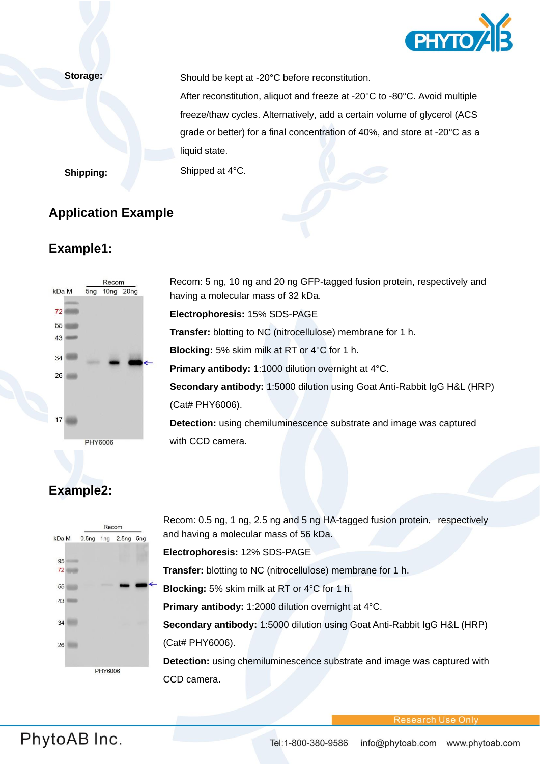**Storage:** Should be kept at -20°C before reconstitution.

After reconstitution, aliquot and freeze at -20°C to -80°C. Avoid multiple freeze/thaw cycles. Alternatively, add a certain volume of glycerol (ACS grade or better) for a final concentration of 40%, and store at -20°C as a liquid state.

**Shipping:** Shipped at 4°C.

## Application Example

### Example1:

Recom

kDa M 5ng 10ng 20ng

72

55

43

34

26

17

PHY6006

Recom: 5 ng, 10 ng and 20 ng GFP-tagged fusion protein, respectively and having a molecular mass of 32 kDa.

**Electrophoresis:** 15% SDS-PAGE

**Transfer:** blotting to NC (nitrocellulose) membrane for 1 h.

**Blocking:** 5% skim milk at RT or 4°C for 1 h.

**Primary antibody:** 1:1000 dilution overnight at 4°C.

**Secondary antibody:** 1:5000 dilution using Goat Anti-Rabbit IgG H&L (HRP) (Cat# PHY6006).

**Detection:** using chemiluminescence substrate and image was captured with CCD camera.

### Example2:

Recom

kDa M 0.5ng 1ng 2.5ng 5ng

95

72

55

43

34

26

PHY6006

Recom: 0.5 ng, 1 ng, 2.5 ng and 5 ng HA-tagged fusion protein, respectively and having a molecular mass of 56 kDa.

**Electrophoresis:** 12% SDS-PAGE

**Transfer:** blotting to NC (nitrocellulose) membrane for 1 h.

**Blocking:** 5% skim milk at RT or 4°C for 1 h.

**Primary antibody:** 1:2000 dilution overnight at 4°C.

**Secondary antibody:** 1:5000 dilution using Goat Anti-Rabbit IgG H&L (HRP) (Cat# PHY6006).

**Detection:** using chemiluminescence substrate and image was captured with CCD camera.

Research Use Only

PhytoAB Inc. Tel:1-800-380-9586 info@phytoab.com www.phytoab.com